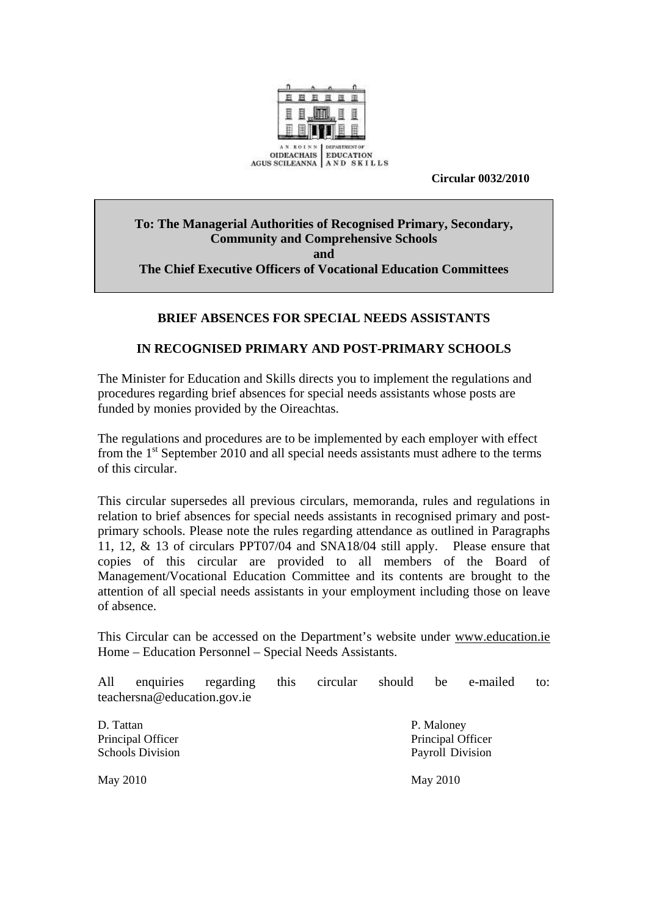AN ROINN OIDEACHAIS AGUS SCILEANNA | DEPARTMENT OF EDUCATION AND SKILLS

**Circular 0032/2010**

**To: The Managerial Authorities of Recognised Primary, Secondary, Community and Comprehensive Schools**
**and**
**The Chief Executive Officers of Vocational Education Committees**

## BRIEF ABSENCES FOR SPECIAL NEEDS ASSISTANTS

## IN RECOGNISED PRIMARY AND POST-PRIMARY SCHOOLS

The Minister for Education and Skills directs you to implement the regulations and procedures regarding brief absences for special needs assistants whose posts are funded by monies provided by the Oireachtas.

The regulations and procedures are to be implemented by each employer with effect from the 1st September 2010 and all special needs assistants must adhere to the terms of this circular.

This circular supersedes all previous circulars, memoranda, rules and regulations in relation to brief absences for special needs assistants in recognised primary and post-primary schools. Please note the rules regarding attendance as outlined in Paragraphs 11, 12, & 13 of circulars PPT07/04 and SNA18/04 still apply. Please ensure that copies of this circular are provided to all members of the Board of Management/Vocational Education Committee and its contents are brought to the attention of all special needs assistants in your employment including those on leave of absence.

This Circular can be accessed on the Department's website under www.education.ie Home – Education Personnel – Special Needs Assistants.

All enquiries regarding this circular should be e-mailed to: teachersna@education.gov.ie

D. Tattan
Principal Officer
Schools Division

May 2010

P. Maloney
Principal Officer
Payroll Division

May 2010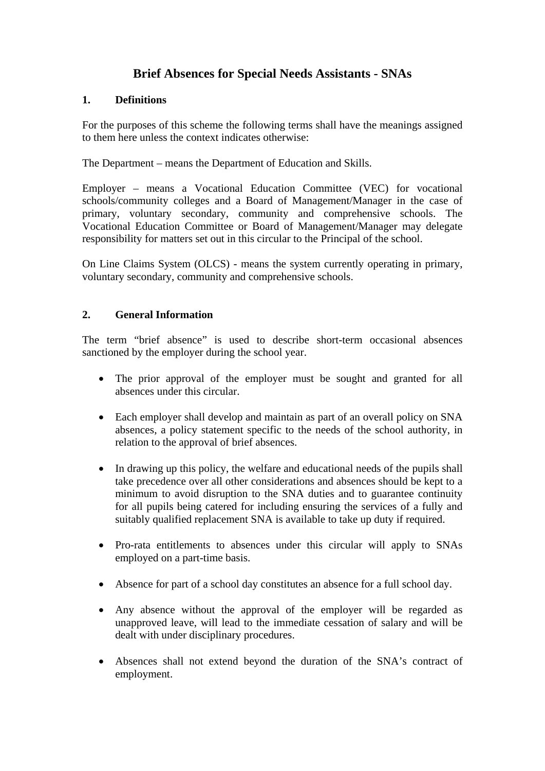# Brief Absences for Special Needs Assistants - SNAs

## 1. Definitions

For the purposes of this scheme the following terms shall have the meanings assigned to them here unless the context indicates otherwise:

The Department – means the Department of Education and Skills.

Employer – means a Vocational Education Committee (VEC) for vocational schools/community colleges and a Board of Management/Manager in the case of primary, voluntary secondary, community and comprehensive schools. The Vocational Education Committee or Board of Management/Manager may delegate responsibility for matters set out in this circular to the Principal of the school.

On Line Claims System (OLCS) - means the system currently operating in primary, voluntary secondary, community and comprehensive schools.

## 2. General Information

The term "brief absence" is used to describe short-term occasional absences sanctioned by the employer during the school year.

- The prior approval of the employer must be sought and granted for all absences under this circular.
- Each employer shall develop and maintain as part of an overall policy on SNA absences, a policy statement specific to the needs of the school authority, in relation to the approval of brief absences.
- In drawing up this policy, the welfare and educational needs of the pupils shall take precedence over all other considerations and absences should be kept to a minimum to avoid disruption to the SNA duties and to guarantee continuity for all pupils being catered for including ensuring the services of a fully and suitably qualified replacement SNA is available to take up duty if required.
- Pro-rata entitlements to absences under this circular will apply to SNAs employed on a part-time basis.
- Absence for part of a school day constitutes an absence for a full school day.
- Any absence without the approval of the employer will be regarded as unapproved leave, will lead to the immediate cessation of salary and will be dealt with under disciplinary procedures.
- Absences shall not extend beyond the duration of the SNA's contract of employment.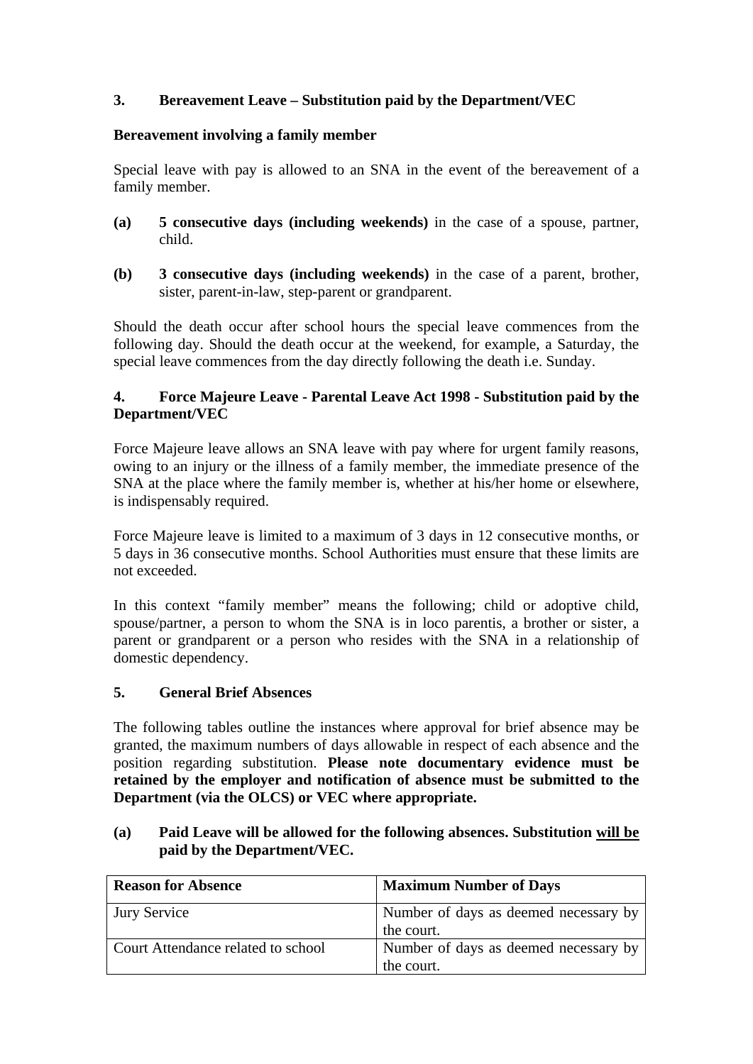## 3. Bereavement Leave – Substitution paid by the Department/VEC

**Bereavement involving a family member**

Special leave with pay is allowed to an SNA in the event of the bereavement of a family member.

**(a)** **5 consecutive days (including weekends)** in the case of a spouse, partner, child.

**(b)** **3 consecutive days (including weekends)** in the case of a parent, brother, sister, parent-in-law, step-parent or grandparent.

Should the death occur after school hours the special leave commences from the following day. Should the death occur at the weekend, for example, a Saturday, the special leave commences from the day directly following the death i.e. Sunday.

## 4. Force Majeure Leave - Parental Leave Act 1998 - Substitution paid by the Department/VEC

Force Majeure leave allows an SNA leave with pay where for urgent family reasons, owing to an injury or the illness of a family member, the immediate presence of the SNA at the place where the family member is, whether at his/her home or elsewhere, is indispensably required.

Force Majeure leave is limited to a maximum of 3 days in 12 consecutive months, or 5 days in 36 consecutive months. School Authorities must ensure that these limits are not exceeded.

In this context "family member" means the following; child or adoptive child, spouse/partner, a person to whom the SNA is in loco parentis, a brother or sister, a parent or grandparent or a person who resides with the SNA in a relationship of domestic dependency.

## 5. General Brief Absences

The following tables outline the instances where approval for brief absence may be granted, the maximum numbers of days allowable in respect of each absence and the position regarding substitution. **Please note documentary evidence must be retained by the employer and notification of absence must be submitted to the Department (via the OLCS) or VEC where appropriate.**

**(a) Paid Leave will be allowed for the following absences. Substitution <u>will be</u> paid by the Department/VEC.**

| Reason for Absence | Maximum Number of Days |
|---|---|
| Jury Service | Number of days as deemed necessary by the court. |
| Court Attendance related to school | Number of days as deemed necessary by the court. |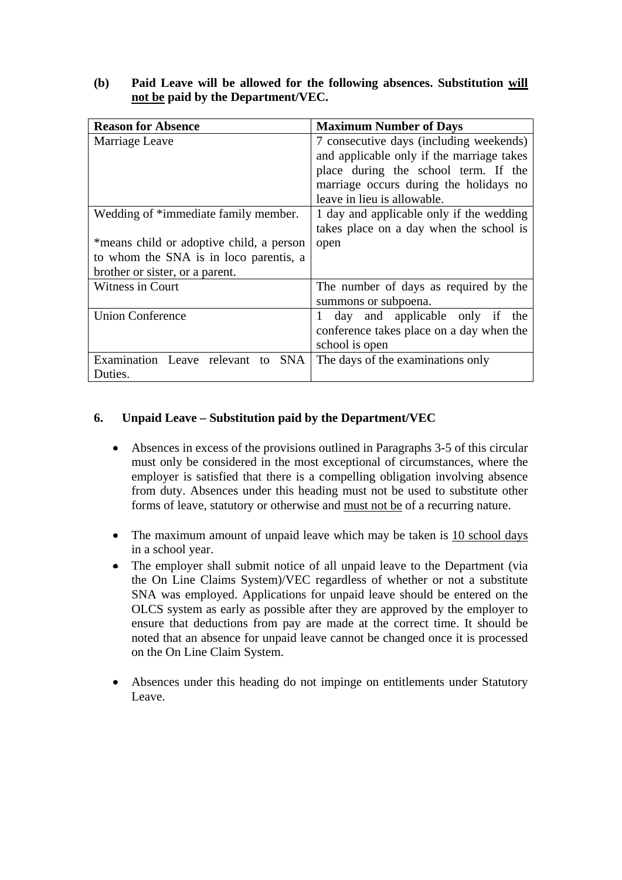**(b) Paid Leave will be allowed for the following absences. Substitution <u>will not be</u> paid by the Department/VEC.**

| Reason for Absence | Maximum Number of Days |
|---|---|
| Marriage Leave | 7 consecutive days (including weekends) and applicable only if the marriage takes place during the school term. If the marriage occurs during the holidays no leave in lieu is allowable. |
| Wedding of *immediate family member.<br><br>*means child or adoptive child, a person to whom the SNA is in loco parentis, a brother or sister, or a parent. | 1 day and applicable only if the wedding takes place on a day when the school is open |
| Witness in Court | The number of days as required by the summons or subpoena. |
| Union Conference | 1 day and applicable only if the conference takes place on a day when the school is open |
| Examination Leave relevant to SNA Duties. | The days of the examinations only |

## 6. Unpaid Leave – Substitution paid by the Department/VEC

- Absences in excess of the provisions outlined in Paragraphs 3-5 of this circular must only be considered in the most exceptional of circumstances, where the employer is satisfied that there is a compelling obligation involving absence from duty. Absences under this heading must not be used to substitute other forms of leave, statutory or otherwise and <u>must not be</u> of a recurring nature.

- The maximum amount of unpaid leave which may be taken is <u>10 school days</u> in a school year.
- The employer shall submit notice of all unpaid leave to the Department (via the On Line Claims System)/VEC regardless of whether or not a substitute SNA was employed. Applications for unpaid leave should be entered on the OLCS system as early as possible after they are approved by the employer to ensure that deductions from pay are made at the correct time. It should be noted that an absence for unpaid leave cannot be changed once it is processed on the On Line Claim System.

- Absences under this heading do not impinge on entitlements under Statutory Leave.